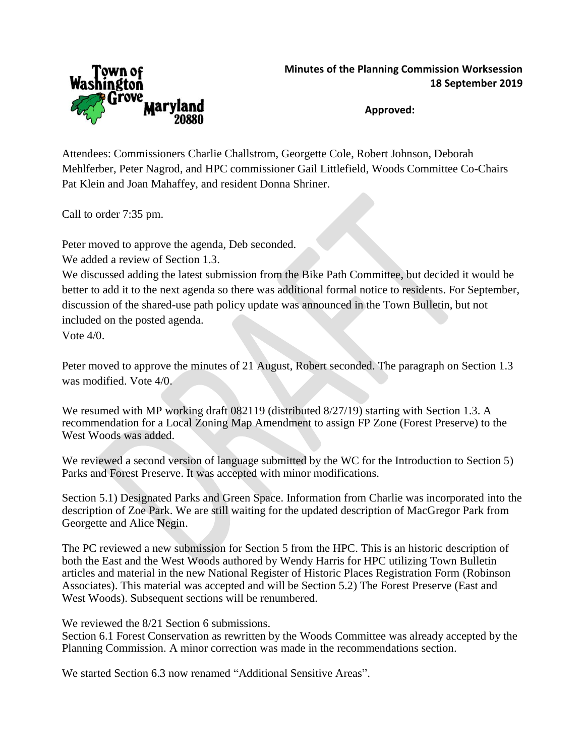**Minutes of the Planning Commission Worksession**
**18 September 2019**

**Approved:**

Attendees: Commissioners Charlie Challstrom, Georgette Cole, Robert Johnson, Deborah Mehlferber, Peter Nagrod, and HPC commissioner Gail Littlefield, Woods Committee Co-Chairs Pat Klein and Joan Mahaffey, and resident Donna Shriner.

Call to order 7:35 pm.

Peter moved to approve the agenda, Deb seconded.
We added a review of Section 1.3.
We discussed adding the latest submission from the Bike Path Committee, but decided it would be better to add it to the next agenda so there was additional formal notice to residents. For September, discussion of the shared-use path policy update was announced in the Town Bulletin, but not included on the posted agenda.
Vote 4/0.

Peter moved to approve the minutes of 21 August, Robert seconded. The paragraph on Section 1.3 was modified. Vote 4/0.

We resumed with MP working draft 082119 (distributed 8/27/19) starting with Section 1.3. A recommendation for a Local Zoning Map Amendment to assign FP Zone (Forest Preserve) to the West Woods was added.

We reviewed a second version of language submitted by the WC for the Introduction to Section 5) Parks and Forest Preserve. It was accepted with minor modifications.

Section 5.1) Designated Parks and Green Space. Information from Charlie was incorporated into the description of Zoe Park. We are still waiting for the updated description of MacGregor Park from Georgette and Alice Negin.

The PC reviewed a new submission for Section 5 from the HPC. This is an historic description of both the East and the West Woods authored by Wendy Harris for HPC utilizing Town Bulletin articles and material in the new National Register of Historic Places Registration Form (Robinson Associates). This material was accepted and will be Section 5.2) The Forest Preserve (East and West Woods). Subsequent sections will be renumbered.

We reviewed the 8/21 Section 6 submissions.
Section 6.1 Forest Conservation as rewritten by the Woods Committee was already accepted by the Planning Commission. A minor correction was made in the recommendations section.

We started Section 6.3 now renamed "Additional Sensitive Areas".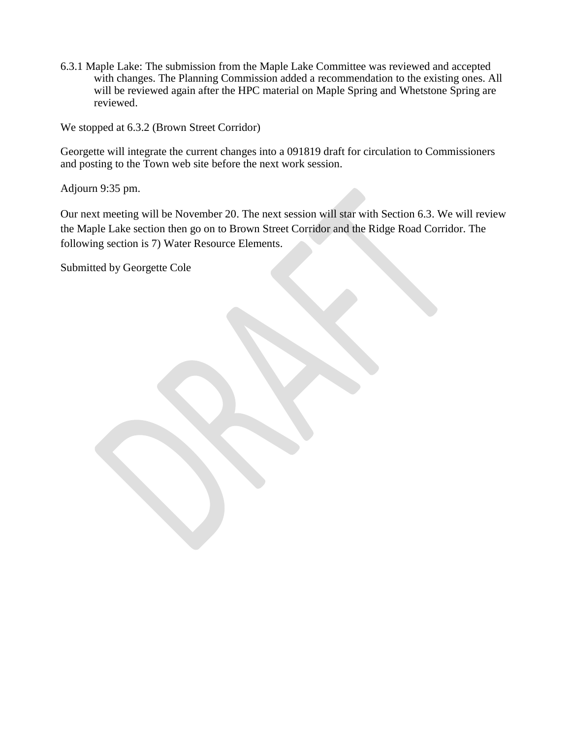6.3.1 Maple Lake: The submission from the Maple Lake Committee was reviewed and accepted with changes. The Planning Commission added a recommendation to the existing ones. All will be reviewed again after the HPC material on Maple Spring and Whetstone Spring are reviewed.

We stopped at 6.3.2 (Brown Street Corridor)

Georgette will integrate the current changes into a 091819 draft for circulation to Commissioners and posting to the Town web site before the next work session.

Adjourn 9:35 pm.

Our next meeting will be November 20. The next session will star with Section 6.3. We will review the Maple Lake section then go on to Brown Street Corridor and the Ridge Road Corridor. The following section is 7) Water Resource Elements.

Submitted by Georgette Cole